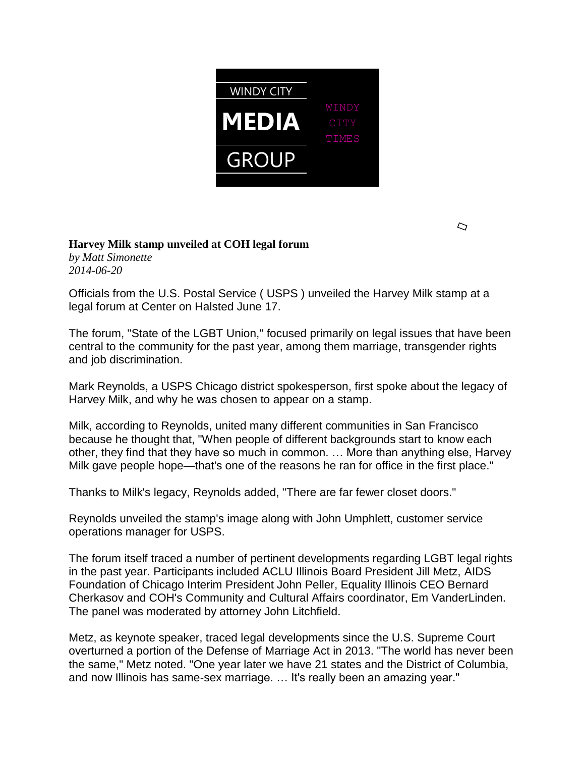WINDY CITY

**MEDIA**

GROUP

WINDY CITY TIMES

**Harvey Milk stamp unveiled at COH legal forum**

*by Matt Simonette*

*2014-06-20*

Officials from the U.S. Postal Service ( USPS ) unveiled the Harvey Milk stamp at a legal forum at Center on Halsted June 17.

The forum, "State of the LGBT Union," focused primarily on legal issues that have been central to the community for the past year, among them marriage, transgender rights and job discrimination.

Mark Reynolds, a USPS Chicago district spokesperson, first spoke about the legacy of Harvey Milk, and why he was chosen to appear on a stamp.

Milk, according to Reynolds, united many different communities in San Francisco because he thought that, "When people of different backgrounds start to know each other, they find that they have so much in common. … More than anything else, Harvey Milk gave people hope—that's one of the reasons he ran for office in the first place."

Thanks to Milk's legacy, Reynolds added, "There are far fewer closet doors."

Reynolds unveiled the stamp's image along with John Umphlett, customer service operations manager for USPS.

The forum itself traced a number of pertinent developments regarding LGBT legal rights in the past year. Participants included ACLU Illinois Board President Jill Metz, AIDS Foundation of Chicago Interim President John Peller, Equality Illinois CEO Bernard Cherkasov and COH's Community and Cultural Affairs coordinator, Em VanderLinden. The panel was moderated by attorney John Litchfield.

Metz, as keynote speaker, traced legal developments since the U.S. Supreme Court overturned a portion of the Defense of Marriage Act in 2013. "The world has never been the same," Metz noted. "One year later we have 21 states and the District of Columbia, and now Illinois has same-sex marriage. … It's really been an amazing year."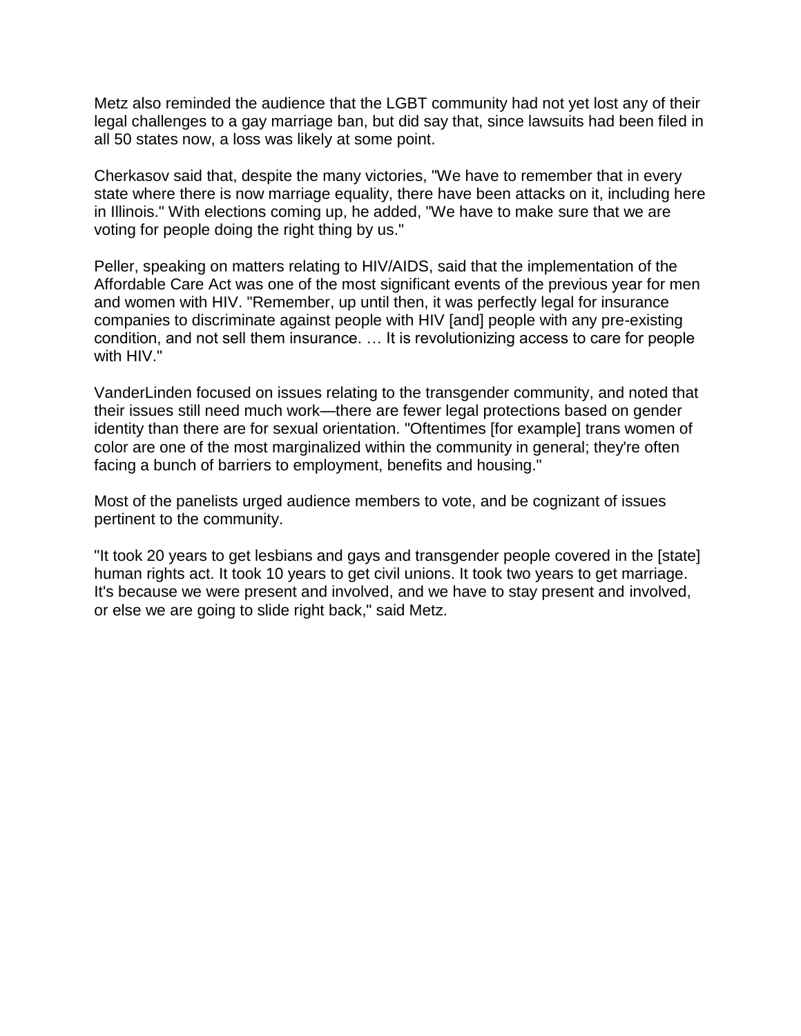Metz also reminded the audience that the LGBT community had not yet lost any of their legal challenges to a gay marriage ban, but did say that, since lawsuits had been filed in all 50 states now, a loss was likely at some point.

Cherkasov said that, despite the many victories, "We have to remember that in every state where there is now marriage equality, there have been attacks on it, including here in Illinois." With elections coming up, he added, "We have to make sure that we are voting for people doing the right thing by us."

Peller, speaking on matters relating to HIV/AIDS, said that the implementation of the Affordable Care Act was one of the most significant events of the previous year for men and women with HIV. "Remember, up until then, it was perfectly legal for insurance companies to discriminate against people with HIV [and] people with any pre-existing condition, and not sell them insurance. … It is revolutionizing access to care for people with HIV."

VanderLinden focused on issues relating to the transgender community, and noted that their issues still need much work—there are fewer legal protections based on gender identity than there are for sexual orientation. "Oftentimes [for example] trans women of color are one of the most marginalized within the community in general; they're often facing a bunch of barriers to employment, benefits and housing."

Most of the panelists urged audience members to vote, and be cognizant of issues pertinent to the community.

"It took 20 years to get lesbians and gays and transgender people covered in the [state] human rights act. It took 10 years to get civil unions. It took two years to get marriage. It's because we were present and involved, and we have to stay present and involved, or else we are going to slide right back," said Metz.